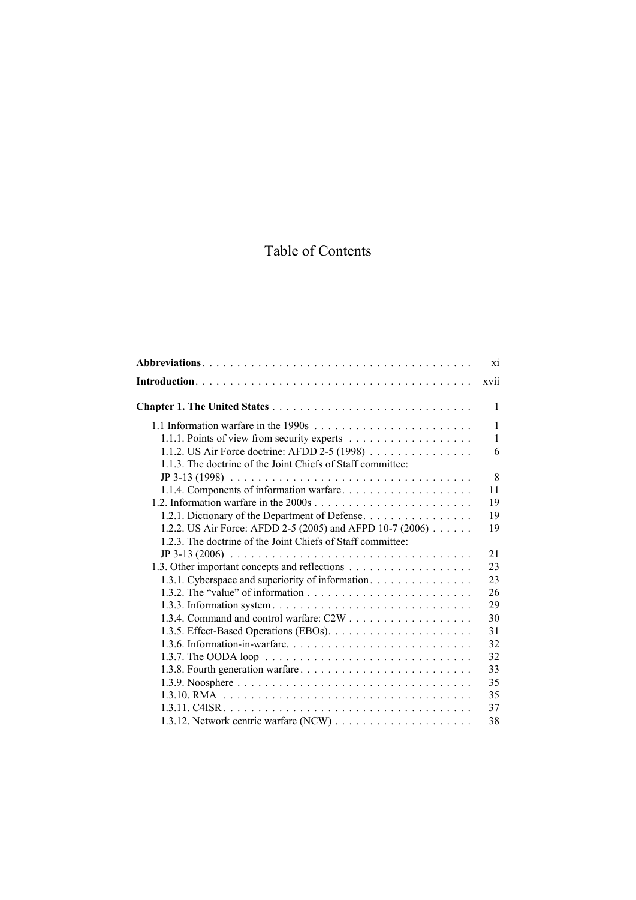# Table of Contents

| | |
|---|---|
| **Abbreviations** | xi |
| **Introduction** | xvii |
| **Chapter 1. The United States** | 1 |
| 1.1 Information warfare in the 1990s | 1 |
| 1.1.1. Points of view from security experts | 1 |
| 1.1.2. US Air Force doctrine: AFDD 2-5 (1998) | 6 |
| 1.1.3. The doctrine of the Joint Chiefs of Staff committee: JP 3-13 (1998) | 8 |
| 1.1.4. Components of information warfare | 11 |
| 1.2. Information warfare in the 2000s | 19 |
| 1.2.1. Dictionary of the Department of Defense | 19 |
| 1.2.2. US Air Force: AFDD 2-5 (2005) and AFPD 10-7 (2006) | 19 |
| 1.2.3. The doctrine of the Joint Chiefs of Staff committee: JP 3-13 (2006) | 21 |
| 1.3. Other important concepts and reflections | 23 |
| 1.3.1. Cyberspace and superiority of information | 23 |
| 1.3.2. The "value" of information | 26 |
| 1.3.3. Information system | 29 |
| 1.3.4. Command and control warfare: C2W | 30 |
| 1.3.5. Effect-Based Operations (EBOs) | 31 |
| 1.3.6. Information-in-warfare | 32 |
| 1.3.7. The OODA loop | 32 |
| 1.3.8. Fourth generation warfare | 33 |
| 1.3.9. Noosphere | 35 |
| 1.3.10. RMA | 35 |
| 1.3.11. C4ISR | 37 |
| 1.3.12. Network centric warfare (NCW) | 38 |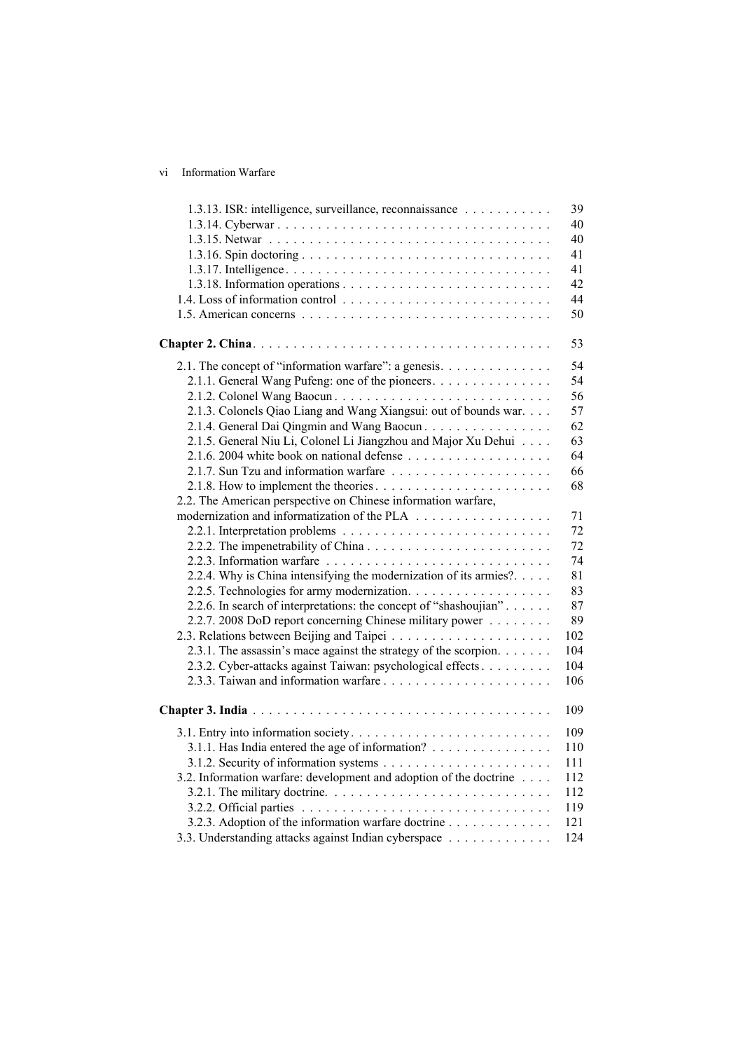1.3.13. ISR: intelligence, surveillance, reconnaissance . . . . . . . . . . 39
1.3.14. Cyberwar . . . . . . . . . . . . . . . . . . . . . . . . . . . . . . . . . . 40
1.3.15. Netwar . . . . . . . . . . . . . . . . . . . . . . . . . . . . . . . . . . 40
1.3.16. Spin doctoring . . . . . . . . . . . . . . . . . . . . . . . . . . . . . . 41
1.3.17. Intelligence . . . . . . . . . . . . . . . . . . . . . . . . . . . . . . . . 41
1.3.18. Information operations . . . . . . . . . . . . . . . . . . . . . . . . . 42
1.4. Loss of information control . . . . . . . . . . . . . . . . . . . . . . . . . 44
1.5. American concerns . . . . . . . . . . . . . . . . . . . . . . . . . . . . . . 50

**Chapter 2. China** . . . . . . . . . . . . . . . . . . . . . . . . . . . . . . . . . . . 53

2.1. The concept of "information warfare": a genesis. . . . . . . . . . . . . 54
2.1.1. General Wang Pufeng: one of the pioneers. . . . . . . . . . . . . . . 54
2.1.2. Colonel Wang Baocun . . . . . . . . . . . . . . . . . . . . . . . . . . 56
2.1.3. Colonels Qiao Liang and Wang Xiangsui: out of bounds war. . . . 57
2.1.4. General Dai Qingmin and Wang Baocun . . . . . . . . . . . . . . . 62
2.1.5. General Niu Li, Colonel Li Jiangzhou and Major Xu Dehui . . . . 63
2.1.6. 2004 white book on national defense . . . . . . . . . . . . . . . . . 64
2.1.7. Sun Tzu and information warfare . . . . . . . . . . . . . . . . . . . 66
2.1.8. How to implement the theories . . . . . . . . . . . . . . . . . . . . . 68
2.2. The American perspective on Chinese information warfare, modernization and informatization of the PLA . . . . . . . . . . . . . . . . 71
2.2.1. Interpretation problems . . . . . . . . . . . . . . . . . . . . . . . . . 72
2.2.2. The impenetrability of China . . . . . . . . . . . . . . . . . . . . . . 72
2.2.3. Information warfare . . . . . . . . . . . . . . . . . . . . . . . . . . . 74
2.2.4. Why is China intensifying the modernization of its armies?. . . . . 81
2.2.5. Technologies for army modernization. . . . . . . . . . . . . . . . . . 83
2.2.6. In search of interpretations: the concept of "shashoujian" . . . . . . 87
2.2.7. 2008 DoD report concerning Chinese military power . . . . . . . . 89
2.3. Relations between Beijing and Taipei . . . . . . . . . . . . . . . . . . . 102
2.3.1. The assassin's mace against the strategy of the scorpion. . . . . . . 104
2.3.2. Cyber-attacks against Taiwan: psychological effects . . . . . . . . . 104
2.3.3. Taiwan and information warfare . . . . . . . . . . . . . . . . . . . . 106

**Chapter 3. India** . . . . . . . . . . . . . . . . . . . . . . . . . . . . . . . . . . . 109

3.1. Entry into information society. . . . . . . . . . . . . . . . . . . . . . . . 109
3.1.1. Has India entered the age of information? . . . . . . . . . . . . . . 110
3.1.2. Security of information systems . . . . . . . . . . . . . . . . . . . . 111
3.2. Information warfare: development and adoption of the doctrine . . . . 112
3.2.1. The military doctrine. . . . . . . . . . . . . . . . . . . . . . . . . . . 112
3.2.2. Official parties . . . . . . . . . . . . . . . . . . . . . . . . . . . . . . 119
3.2.3. Adoption of the information warfare doctrine . . . . . . . . . . . . . 121
3.3. Understanding attacks against Indian cyberspace . . . . . . . . . . . . . 124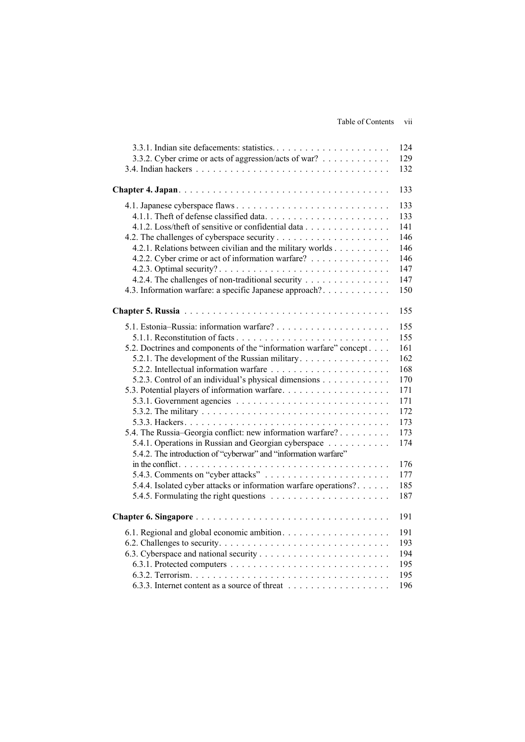3.3.1. Indian site defacements: statistics. . . . . . . . . . . . . . . . . . . . . 124
3.3.2. Cyber crime or acts of aggression/acts of war? . . . . . . . . . . . . 129
3.4. Indian hackers . . . . . . . . . . . . . . . . . . . . . . . . . . . . . . . . . . 132

**Chapter 4. Japan**. . . . . . . . . . . . . . . . . . . . . . . . . . . . . . . . . . . . 133

4.1. Japanese cyberspace flaws . . . . . . . . . . . . . . . . . . . . . . . . . . . 133
4.1.1. Theft of defense classified data. . . . . . . . . . . . . . . . . . . . . . 133
4.1.2. Loss/theft of sensitive or confidential data . . . . . . . . . . . . . . . 141
4.2. The challenges of cyberspace security . . . . . . . . . . . . . . . . . . . . 146
4.2.1. Relations between civilian and the military worlds . . . . . . . . . . 146
4.2.2. Cyber crime or act of information warfare? . . . . . . . . . . . . . . 146
4.2.3. Optimal security? . . . . . . . . . . . . . . . . . . . . . . . . . . . . . . 147
4.2.4. The challenges of non-traditional security . . . . . . . . . . . . . . . 147
4.3. Information warfare: a specific Japanese approach? . . . . . . . . . . . . 150

**Chapter 5. Russia** . . . . . . . . . . . . . . . . . . . . . . . . . . . . . . . . . . . 155

5.1. Estonia–Russia: information warfare? . . . . . . . . . . . . . . . . . . . . 155
5.1.1. Reconstitution of facts . . . . . . . . . . . . . . . . . . . . . . . . . . . 155
5.2. Doctrines and components of the "information warfare" concept . . . . 161
5.2.1. The development of the Russian military. . . . . . . . . . . . . . . . . 162
5.2.2. Intellectual information warfare . . . . . . . . . . . . . . . . . . . . . 168
5.2.3. Control of an individual's physical dimensions . . . . . . . . . . . . 170
5.3. Potential players of information warfare. . . . . . . . . . . . . . . . . . . 171
5.3.1. Government agencies . . . . . . . . . . . . . . . . . . . . . . . . . . . 171
5.3.2. The military . . . . . . . . . . . . . . . . . . . . . . . . . . . . . . . . . 172
5.3.3. Hackers. . . . . . . . . . . . . . . . . . . . . . . . . . . . . . . . . . . . 173
5.4. The Russia–Georgia conflict: new information warfare? . . . . . . . . . 173
5.4.1. Operations in Russian and Georgian cyberspace . . . . . . . . . . . 174
5.4.2. The introduction of "cyberwar" and "information warfare" in the conflict. . . . . . . . . . . . . . . . . . . . . . . . . . . . . . . . . . . . . . 176
5.4.3. Comments on "cyber attacks" . . . . . . . . . . . . . . . . . . . . . . 177
5.4.4. Isolated cyber attacks or information warfare operations? . . . . . . 185
5.4.5. Formulating the right questions . . . . . . . . . . . . . . . . . . . . . 187

**Chapter 6. Singapore** . . . . . . . . . . . . . . . . . . . . . . . . . . . . . . . . . 191

6.1. Regional and global economic ambition. . . . . . . . . . . . . . . . . . . 191
6.2. Challenges to security. . . . . . . . . . . . . . . . . . . . . . . . . . . . . 193
6.3. Cyberspace and national security . . . . . . . . . . . . . . . . . . . . . . . 194
6.3.1. Protected computers . . . . . . . . . . . . . . . . . . . . . . . . . . . . 195
6.3.2. Terrorism. . . . . . . . . . . . . . . . . . . . . . . . . . . . . . . . . . . 195
6.3.3. Internet content as a source of threat . . . . . . . . . . . . . . . . . . 196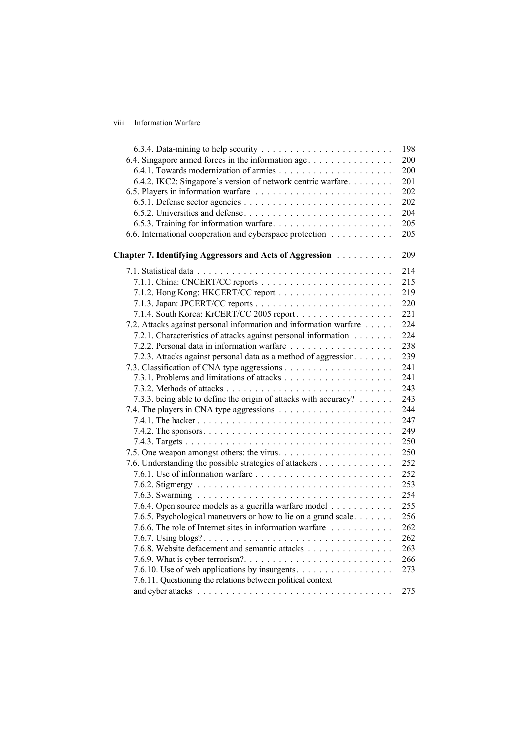6.3.4. Data-mining to help security . . . . . . . . . . . . . . . . . . . . . . . 198
6.4. Singapore armed forces in the information age . . . . . . . . . . . . . . . 200
6.4.1. Towards modernization of armies . . . . . . . . . . . . . . . . . . . . 200
6.4.2. IKC2: Singapore's version of network centric warfare . . . . . . . . 201
6.5. Players in information warfare . . . . . . . . . . . . . . . . . . . . . . . 202
6.5.1. Defense sector agencies . . . . . . . . . . . . . . . . . . . . . . . . . 202
6.5.2. Universities and defense . . . . . . . . . . . . . . . . . . . . . . . . . 204
6.5.3. Training for information warfare . . . . . . . . . . . . . . . . . . . . 205
6.6. International cooperation and cyberspace protection . . . . . . . . . . . 205

**Chapter 7. Identifying Aggressors and Acts of Aggression** . . . . . . . . . . 209

7.1. Statistical data . . . . . . . . . . . . . . . . . . . . . . . . . . . . . . . . . 214
7.1.1. China: CNCERT/CC reports . . . . . . . . . . . . . . . . . . . . . . . 215
7.1.2. Hong Kong: HKCERT/CC report . . . . . . . . . . . . . . . . . . . . 219
7.1.3. Japan: JPCERT/CC reports . . . . . . . . . . . . . . . . . . . . . . . . 220
7.1.4. South Korea: KrCERT/CC 2005 report . . . . . . . . . . . . . . . . . 221
7.2. Attacks against personal information and information warfare . . . . . 224
7.2.1. Characteristics of attacks against personal information . . . . . . . 224
7.2.2. Personal data in information warfare . . . . . . . . . . . . . . . . . . 238
7.2.3. Attacks against personal data as a method of aggression . . . . . . . 239
7.3. Classification of CNA type aggressions . . . . . . . . . . . . . . . . . . . 241
7.3.1. Problems and limitations of attacks . . . . . . . . . . . . . . . . . . . 241
7.3.2. Methods of attacks . . . . . . . . . . . . . . . . . . . . . . . . . . . . . 243
7.3.3. being able to define the origin of attacks with accuracy? . . . . . . 243
7.4. The players in CNA type aggressions . . . . . . . . . . . . . . . . . . . . 244
7.4.1. The hacker . . . . . . . . . . . . . . . . . . . . . . . . . . . . . . . . . . 247
7.4.2. The sponsors . . . . . . . . . . . . . . . . . . . . . . . . . . . . . . . . . 249
7.4.3. Targets . . . . . . . . . . . . . . . . . . . . . . . . . . . . . . . . . . . . 250
7.5. One weapon amongst others: the virus . . . . . . . . . . . . . . . . . . . 250
7.6. Understanding the possible strategies of attackers . . . . . . . . . . . . 252
7.6.1. Use of information warfare . . . . . . . . . . . . . . . . . . . . . . . . 252
7.6.2. Stigmergy . . . . . . . . . . . . . . . . . . . . . . . . . . . . . . . . . . 253
7.6.3. Swarming . . . . . . . . . . . . . . . . . . . . . . . . . . . . . . . . . . 254
7.6.4. Open source models as a guerilla warfare model . . . . . . . . . . . 255
7.6.5. Psychological maneuvers or how to lie on a grand scale . . . . . . . 256
7.6.6. The role of Internet sites in information warfare . . . . . . . . . . . 262
7.6.7. Using blogs? . . . . . . . . . . . . . . . . . . . . . . . . . . . . . . . . . 262
7.6.8. Website defacement and semantic attacks . . . . . . . . . . . . . . . 263
7.6.9. What is cyber terrorism? . . . . . . . . . . . . . . . . . . . . . . . . . . 266
7.6.10. Use of web applications by insurgents . . . . . . . . . . . . . . . . . 273
7.6.11. Questioning the relations between political context and cyber attacks . . . . . . . . . . . . . . . . . . . . . . . . . . . . . . . . . 275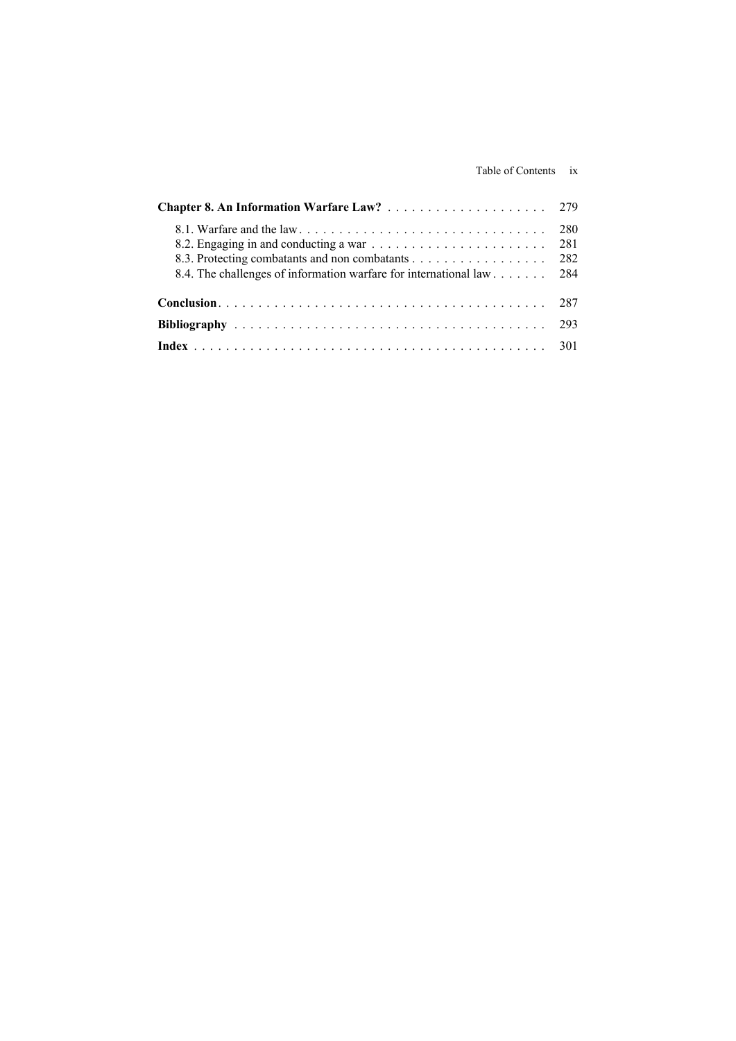**Chapter 8. An Information Warfare Law?** . . . . . . . . . . . . . . . . . . . . 279

8.1. Warfare and the law . . . . . . . . . . . . . . . . . . . . . . . . . . . . . . . 280
8.2. Engaging in and conducting a war . . . . . . . . . . . . . . . . . . . . . . 281
8.3. Protecting combatants and non combatants . . . . . . . . . . . . . . . . . 282
8.4. The challenges of information warfare for international law . . . . . . . 284

**Conclusion** . . . . . . . . . . . . . . . . . . . . . . . . . . . . . . . . . . . . . . . . 287

**Bibliography** . . . . . . . . . . . . . . . . . . . . . . . . . . . . . . . . . . . . . . 293

**Index** . . . . . . . . . . . . . . . . . . . . . . . . . . . . . . . . . . . . . . . . . . . 301